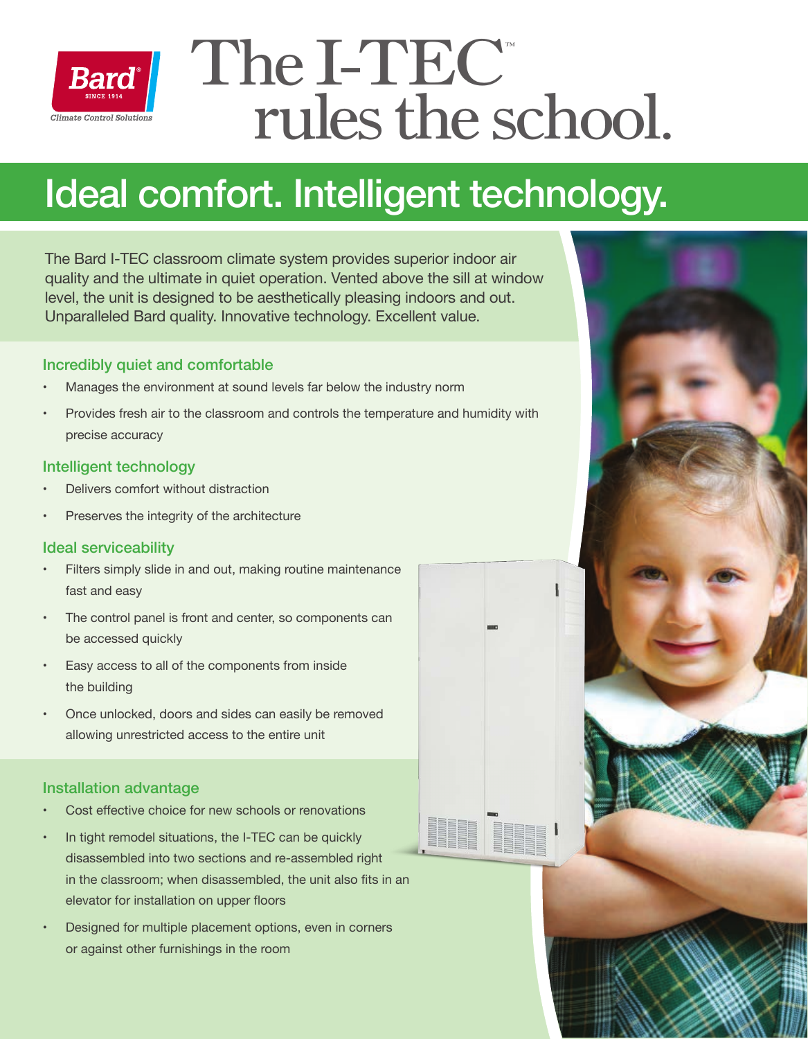Bard® SINCE 1914 *Climate Control Solutions*

# The I-TEC™ rules the school.

## Ideal comfort. Intelligent technology.

The Bard I-TEC classroom climate system provides superior indoor air quality and the ultimate in quiet operation. Vented above the sill at window level, the unit is designed to be aesthetically pleasing indoors and out. Unparalleled Bard quality. Innovative technology. Excellent value.

### Incredibly quiet and comfortable

- Manages the environment at sound levels far below the industry norm
- Provides fresh air to the classroom and controls the temperature and humidity with precise accuracy

### Intelligent technology

- Delivers comfort without distraction
- Preserves the integrity of the architecture

### Ideal serviceability

- Filters simply slide in and out, making routine maintenance fast and easy
- The control panel is front and center, so components can be accessed quickly
- Easy access to all of the components from inside the building
- Once unlocked, doors and sides can easily be removed allowing unrestricted access to the entire unit

### Installation advantage

- Cost effective choice for new schools or renovations
- In tight remodel situations, the I-TEC can be quickly disassembled into two sections and re-assembled right in the classroom; when disassembled, the unit also fits in an elevator for installation on upper floors
- Designed for multiple placement options, even in corners or against other furnishings in the room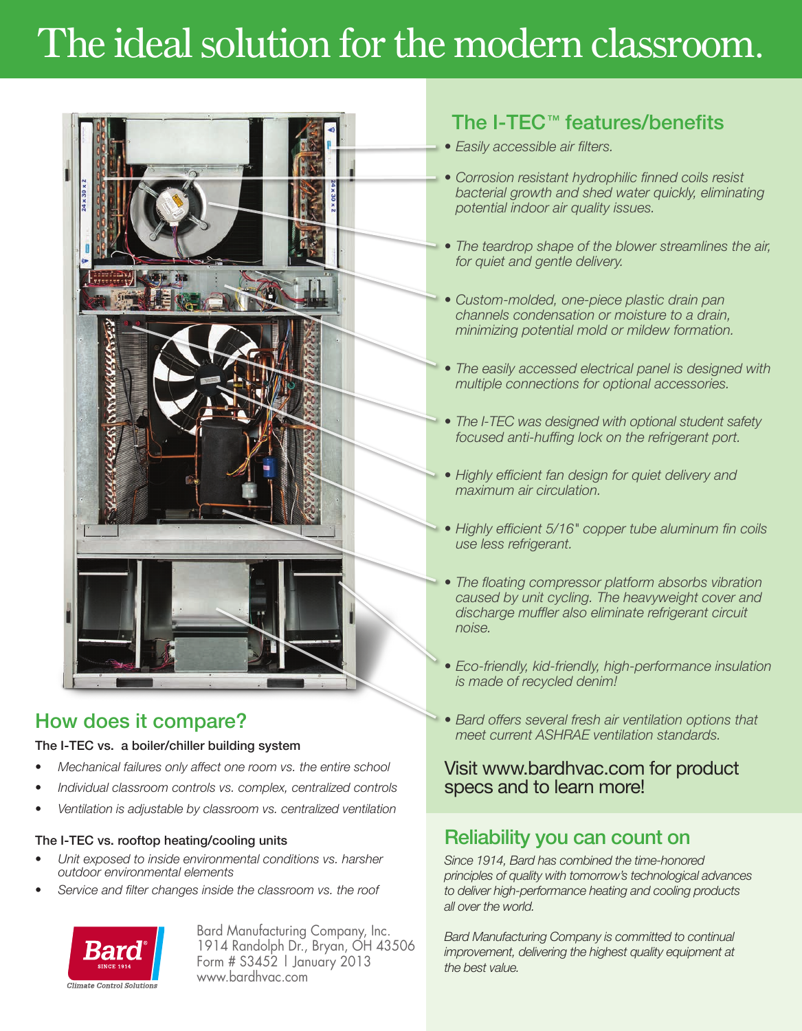# The ideal solution for the modern classroom.

## The I-TEC™ features/benefits

- *Easily accessible air filters.*
- *Corrosion resistant hydrophilic finned coils resist bacterial growth and shed water quickly, eliminating potential indoor air quality issues.*
- *The teardrop shape of the blower streamlines the air, for quiet and gentle delivery.*
- *Custom-molded, one-piece plastic drain pan channels condensation or moisture to a drain, minimizing potential mold or mildew formation.*
- *The easily accessed electrical panel is designed with multiple connections for optional accessories.*
- *The I-TEC was designed with optional student safety focused anti-huffing lock on the refrigerant port.*
- *Highly efficient fan design for quiet delivery and maximum air circulation.*
- *Highly efficient 5/16" copper tube aluminum fin coils use less refrigerant.*
- *The floating compressor platform absorbs vibration caused by unit cycling. The heavyweight cover and discharge muffler also eliminate refrigerant circuit noise.*
- *Eco-friendly, kid-friendly, high-performance insulation is made of recycled denim!*
- *Bard offers several fresh air ventilation options that meet current ASHRAE ventilation standards.*

Visit www.bardhvac.com for product specs and to learn more!

## How does it compare?

**The I-TEC vs. a boiler/chiller building system**

- *Mechanical failures only affect one room vs. the entire school*
- *Individual classroom controls vs. complex, centralized controls*
- *Ventilation is adjustable by classroom vs. centralized ventilation*

**The I-TEC vs. rooftop heating/cooling units**

- *Unit exposed to inside environmental conditions vs. harsher outdoor environmental elements*
- *Service and filter changes inside the classroom vs. the roof*

## Reliability you can count on

*Since 1914, Bard has combined the time-honored principles of quality with tomorrow's technological advances to deliver high-performance heating and cooling products all over the world.*

*Bard Manufacturing Company is committed to continual improvement, delivering the highest quality equipment at the best value.*

Bard® SINCE 1914
*Climate Control Solutions*

Bard Manufacturing Company, Inc.
1914 Randolph Dr., Bryan, OH 43506
Form # S3452 | January 2013
www.bardhvac.com